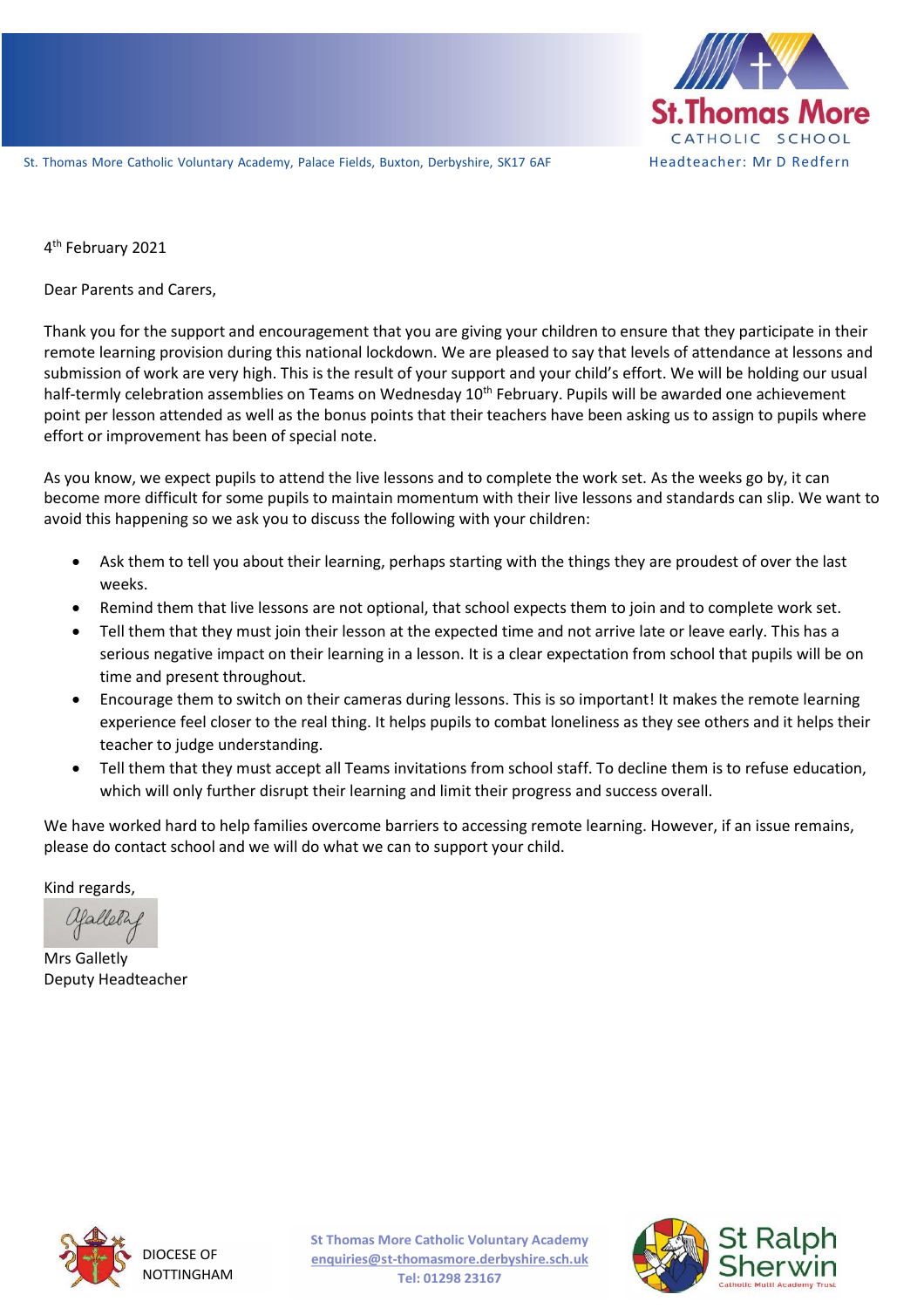St. Thomas More Catholic Voluntary Academy, Palace Fields, Buxton, Derbyshire, SK17 6AF

St.Thomas More CATHOLIC SCHOOL

Headteacher: Mr D Redfern

4th February 2021

Dear Parents and Carers,

Thank you for the support and encouragement that you are giving your children to ensure that they participate in their remote learning provision during this national lockdown. We are pleased to say that levels of attendance at lessons and submission of work are very high. This is the result of your support and your child's effort. We will be holding our usual half-termly celebration assemblies on Teams on Wednesday 10th February. Pupils will be awarded one achievement point per lesson attended as well as the bonus points that their teachers have been asking us to assign to pupils where effort or improvement has been of special note.

As you know, we expect pupils to attend the live lessons and to complete the work set. As the weeks go by, it can become more difficult for some pupils to maintain momentum with their live lessons and standards can slip. We want to avoid this happening so we ask you to discuss the following with your children:

- Ask them to tell you about their learning, perhaps starting with the things they are proudest of over the last weeks.
- Remind them that live lessons are not optional, that school expects them to join and to complete work set.
- Tell them that they must join their lesson at the expected time and not arrive late or leave early. This has a serious negative impact on their learning in a lesson. It is a clear expectation from school that pupils will be on time and present throughout.
- Encourage them to switch on their cameras during lessons. This is so important! It makes the remote learning experience feel closer to the real thing. It helps pupils to combat loneliness as they see others and it helps their teacher to judge understanding.
- Tell them that they must accept all Teams invitations from school staff. To decline them is to refuse education, which will only further disrupt their learning and limit their progress and success overall.

We have worked hard to help families overcome barriers to accessing remote learning. However, if an issue remains, please do contact school and we will do what we can to support your child.

Kind regards,

Mrs Galletly
Deputy Headteacher

DIOCESE OF NOTTINGHAM

**St Thomas More Catholic Voluntary Academy**
**enquiries@st-thomasmore.derbyshire.sch.uk**
**Tel: 01298 23167**

St Ralph Sherwin Catholic Multi Academy Trust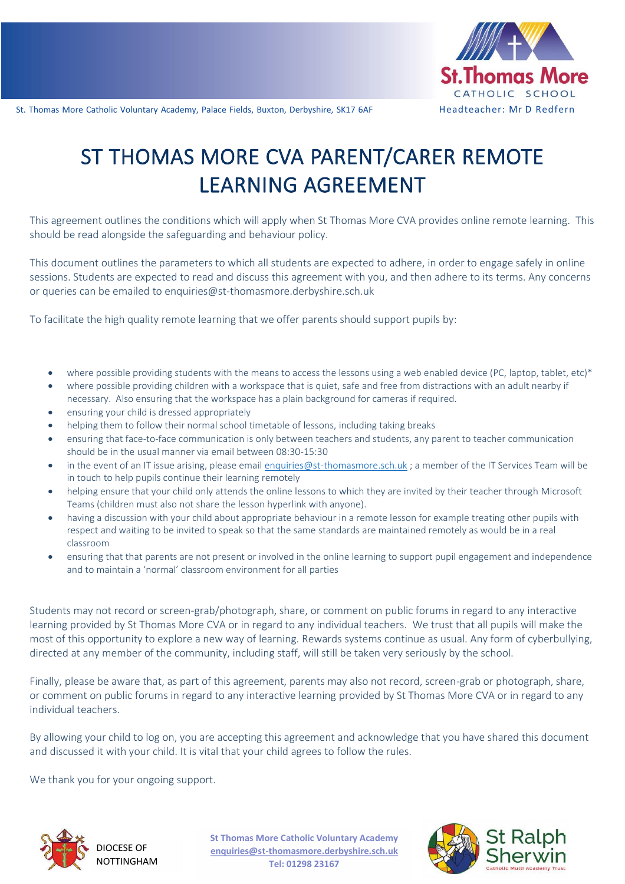St. Thomas More Catholic Voluntary Academy, Palace Fields, Buxton, Derbyshire, SK17 6AF

Headteacher: Mr D Redfern

# ST THOMAS MORE CVA PARENT/CARER REMOTE LEARNING AGREEMENT

This agreement outlines the conditions which will apply when St Thomas More CVA provides online remote learning. This should be read alongside the safeguarding and behaviour policy.

This document outlines the parameters to which all students are expected to adhere, in order to engage safely in online sessions. Students are expected to read and discuss this agreement with you, and then adhere to its terms. Any concerns or queries can be emailed to enquiries@st-thomasmore.derbyshire.sch.uk

To facilitate the high quality remote learning that we offer parents should support pupils by:

- where possible providing students with the means to access the lessons using a web enabled device (PC, laptop, tablet, etc)*
- where possible providing children with a workspace that is quiet, safe and free from distractions with an adult nearby if necessary. Also ensuring that the workspace has a plain background for cameras if required.
- ensuring your child is dressed appropriately
- helping them to follow their normal school timetable of lessons, including taking breaks
- ensuring that face-to-face communication is only between teachers and students, any parent to teacher communication should be in the usual manner via email between 08:30-15:30
- in the event of an IT issue arising, please email enquiries@st-thomasmore.sch.uk ; a member of the IT Services Team will be in touch to help pupils continue their learning remotely
- helping ensure that your child only attends the online lessons to which they are invited by their teacher through Microsoft Teams (children must also not share the lesson hyperlink with anyone).
- having a discussion with your child about appropriate behaviour in a remote lesson for example treating other pupils with respect and waiting to be invited to speak so that the same standards are maintained remotely as would be in a real classroom
- ensuring that that parents are not present or involved in the online learning to support pupil engagement and independence and to maintain a 'normal' classroom environment for all parties

Students may not record or screen-grab/photograph, share, or comment on public forums in regard to any interactive learning provided by St Thomas More CVA or in regard to any individual teachers. We trust that all pupils will make the most of this opportunity to explore a new way of learning. Rewards systems continue as usual. Any form of cyberbullying, directed at any member of the community, including staff, will still be taken very seriously by the school.

Finally, please be aware that, as part of this agreement, parents may also not record, screen-grab or photograph, share, or comment on public forums in regard to any interactive learning provided by St Thomas More CVA or in regard to any individual teachers.

By allowing your child to log on, you are accepting this agreement and acknowledge that you have shared this document and discussed it with your child. It is vital that your child agrees to follow the rules.

We thank you for your ongoing support.

DIOCESE OF NOTTINGHAM

**St Thomas More Catholic Voluntary Academy**
**enquiries@st-thomasmore.derbyshire.sch.uk**
**Tel: 01298 23167**

St Ralph Sherwin Catholic Multi Academy Trust